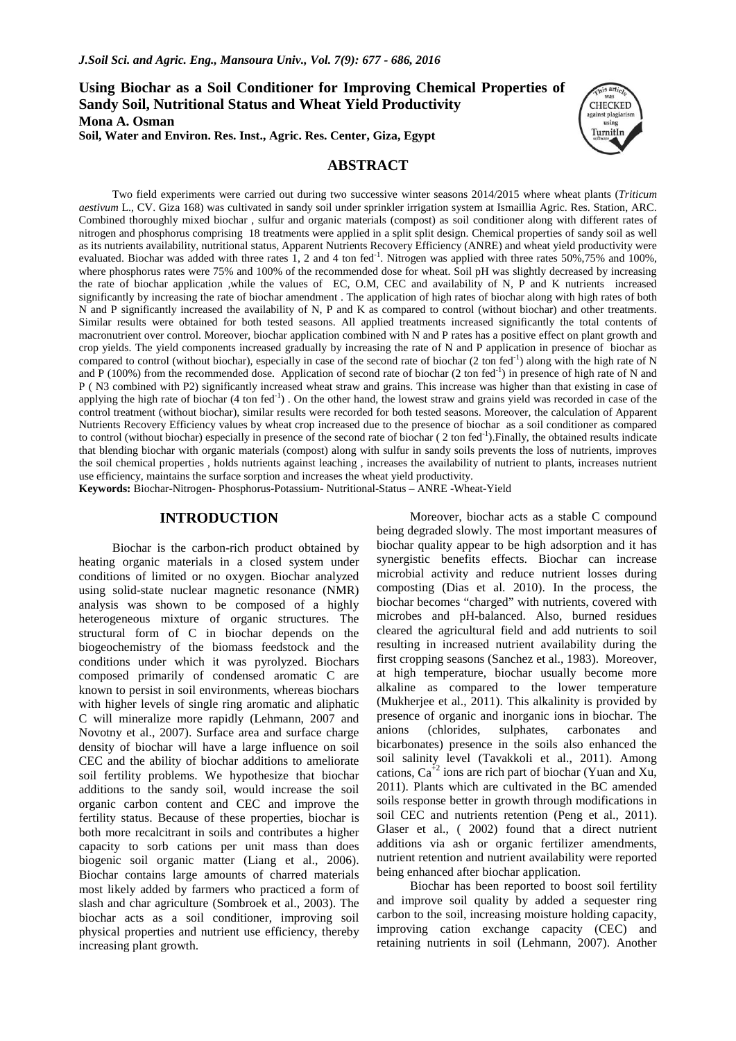# Using Biochar as a Soil Conditioner for Improving Chemical Properties of Sandy Soil, Nutritional Status and Wheat Yield Productivity

**Mona A. Osman**

**Soil, Water and Environ. Res. Inst., Agric. Res. Center, Giza, Egypt**

## ABSTRACT

Two field experiments were carried out during two successive winter seasons 2014/2015 where wheat plants (*Triticum aestivum* L., CV. Giza 168) was cultivated in sandy soil under sprinkler irrigation system at Ismaillia Agric. Res. Station, ARC. Combined thoroughly mixed biochar , sulfur and organic materials (compost) as soil conditioner along with different rates of nitrogen and phosphorus comprising 18 treatments were applied in a split split design. Chemical properties of sandy soil as well as its nutrients availability, nutritional status, Apparent Nutrients Recovery Efficiency (ANRE) and wheat yield productivity were evaluated. Biochar was added with three rates 1, 2 and 4 ton fed$^{-1}$. Nitrogen was applied with three rates 50%,75% and 100%, where phosphorus rates were 75% and 100% of the recommended dose for wheat. Soil pH was slightly decreased by increasing the rate of biochar application ,while the values of EC, O.M, CEC and availability of N, P and K nutrients increased significantly by increasing the rate of biochar amendment . The application of high rates of biochar along with high rates of both N and P significantly increased the availability of N, P and K as compared to control (without biochar) and other treatments. Similar results were obtained for both tested seasons. All applied treatments increased significantly the total contents of macronutrient over control. Moreover, biochar application combined with N and P rates has a positive effect on plant growth and crop yields. The yield components increased gradually by increasing the rate of N and P application in presence of biochar as compared to control (without biochar), especially in case of the second rate of biochar (2 ton fed$^{-1}$) along with the high rate of N and P (100%) from the recommended dose. Application of second rate of biochar (2 ton fed$^{-1}$) in presence of high rate of N and P ( N3 combined with P2) significantly increased wheat straw and grains. This increase was higher than that existing in case of applying the high rate of biochar (4 ton fed$^{-1}$) . On the other hand, the lowest straw and grains yield was recorded in case of the control treatment (without biochar), similar results were recorded for both tested seasons. Moreover, the calculation of Apparent Nutrients Recovery Efficiency values by wheat crop increased due to the presence of biochar as a soil conditioner as compared to control (without biochar) especially in presence of the second rate of biochar ( 2 ton fed$^{-1}$).Finally, the obtained results indicate that blending biochar with organic materials (compost) along with sulfur in sandy soils prevents the loss of nutrients, improves the soil chemical properties , holds nutrients against leaching , increases the availability of nutrient to plants, increases nutrient use efficiency, maintains the surface sorption and increases the wheat yield productivity.

**Keywords:** Biochar-Nitrogen- Phosphorus-Potassium- Nutritional-Status – ANRE -Wheat-Yield

## INTRODUCTION

Biochar is the carbon-rich product obtained by heating organic materials in a closed system under conditions of limited or no oxygen. Biochar analyzed using solid-state nuclear magnetic resonance (NMR) analysis was shown to be composed of a highly heterogeneous mixture of organic structures. The structural form of C in biochar depends on the biogeochemistry of the biomass feedstock and the conditions under which it was pyrolyzed. Biochars composed primarily of condensed aromatic C are known to persist in soil environments, whereas biochars with higher levels of single ring aromatic and aliphatic C will mineralize more rapidly (Lehmann, 2007 and Novotny et al., 2007). Surface area and surface charge density of biochar will have a large influence on soil CEC and the ability of biochar additions to ameliorate soil fertility problems. We hypothesize that biochar additions to the sandy soil, would increase the soil organic carbon content and CEC and improve the fertility status. Because of these properties, biochar is both more recalcitrant in soils and contributes a higher capacity to sorb cations per unit mass than does biogenic soil organic matter (Liang et al., 2006). Biochar contains large amounts of charred materials most likely added by farmers who practiced a form of slash and char agriculture (Sombroek et al., 2003). The biochar acts as a soil conditioner, improving soil physical properties and nutrient use efficiency, thereby increasing plant growth.

Moreover, biochar acts as a stable C compound being degraded slowly. The most important measures of biochar quality appear to be high adsorption and it has synergistic benefits effects. Biochar can increase microbial activity and reduce nutrient losses during composting (Dias et al. 2010). In the process, the biochar becomes "charged" with nutrients, covered with microbes and pH-balanced. Also, burned residues cleared the agricultural field and add nutrients to soil resulting in increased nutrient availability during the first cropping seasons (Sanchez et al., 1983). Moreover, at high temperature, biochar usually become more alkaline as compared to the lower temperature (Mukherjee et al., 2011). This alkalinity is provided by presence of organic and inorganic ions in biochar. The anions (chlorides, sulphates, carbonates and bicarbonates) presence in the soils also enhanced the soil salinity level (Tavakkoli et al., 2011). Among cations, $Ca^{+2}$ ions are rich part of biochar (Yuan and Xu, 2011). Plants which are cultivated in the BC amended soils response better in growth through modifications in soil CEC and nutrients retention (Peng et al., 2011). Glaser et al., ( 2002) found that a direct nutrient additions via ash or organic fertilizer amendments, nutrient retention and nutrient availability were reported being enhanced after biochar application.

Biochar has been reported to boost soil fertility and improve soil quality by added a sequester ring carbon to the soil, increasing moisture holding capacity, improving cation exchange capacity (CEC) and retaining nutrients in soil (Lehmann, 2007). Another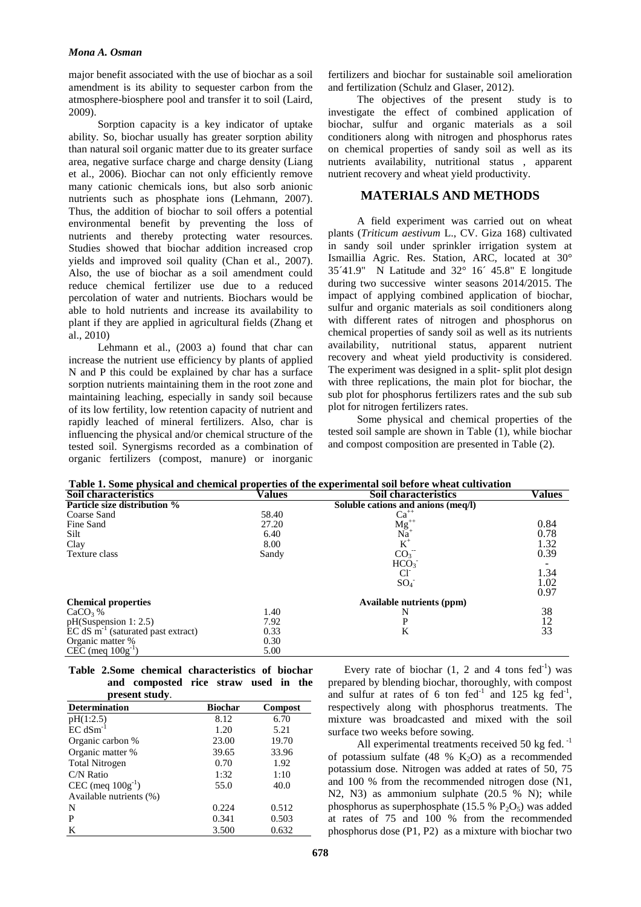major benefit associated with the use of biochar as a soil amendment is its ability to sequester carbon from the atmosphere-biosphere pool and transfer it to soil (Laird, 2009).

Sorption capacity is a key indicator of uptake ability. So, biochar usually has greater sorption ability than natural soil organic matter due to its greater surface area, negative surface charge and charge density (Liang et al., 2006). Biochar can not only efficiently remove many cationic chemicals ions, but also sorb anionic nutrients such as phosphate ions (Lehmann, 2007). Thus, the addition of biochar to soil offers a potential environmental benefit by preventing the loss of nutrients and thereby protecting water resources. Studies showed that biochar addition increased crop yields and improved soil quality (Chan et al., 2007). Also, the use of biochar as a soil amendment could reduce chemical fertilizer use due to a reduced percolation of water and nutrients. Biochars would be able to hold nutrients and increase its availability to plant if they are applied in agricultural fields (Zhang et al., 2010)

Lehmann et al., (2003 a) found that char can increase the nutrient use efficiency by plants of applied N and P this could be explained by char has a surface sorption nutrients maintaining them in the root zone and maintaining leaching, especially in sandy soil because of its low fertility, low retention capacity of nutrient and rapidly leached of mineral fertilizers. Also, char is influencing the physical and/or chemical structure of the tested soil. Synergisms recorded as a combination of organic fertilizers (compost, manure) or inorganic fertilizers and biochar for sustainable soil amelioration and fertilization (Schulz and Glaser, 2012).

The objectives of the present study is to investigate the effect of combined application of biochar, sulfur and organic materials as a soil conditioners along with nitrogen and phosphorus rates on chemical properties of sandy soil as well as its nutrients availability, nutritional status , apparent nutrient recovery and wheat yield productivity.

## MATERIALS AND METHODS

A field experiment was carried out on wheat plants (*Triticum aestivum* L., CV. Giza 168) cultivated in sandy soil under sprinkler irrigation system at Ismaillia Agric. Res. Station, ARC, located at 30° 35´41.9" N Latitude and 32° 16´ 45.8" E longitude during two successive winter seasons 2014/2015. The impact of applying combined application of biochar, sulfur and organic materials as soil conditioners along with different rates of nitrogen and phosphorus on chemical properties of sandy soil as well as its nutrients availability, nutritional status, apparent nutrient recovery and wheat yield productivity is considered. The experiment was designed in a split- split plot design with three replications, the main plot for biochar, the sub plot for phosphorus fertilizers rates and the sub sub plot for nitrogen fertilizers rates.

Some physical and chemical properties of the tested soil sample are shown in Table (1), while biochar and compost composition are presented in Table (2).

**Table 1. Some physical and chemical properties of the experimental soil before wheat cultivation**

| Soil characteristics | Values | Soil characteristics | Values |
|---|---|---|---|
| **Particle size distribution %** | | **Soluble cations and anions (meq/l)** | |
| Coarse Sand | 58.40 | $Ca^{++}$ | 0.84 |
| Fine Sand | 27.20 | $Mg^{++}$ | 0.78 |
| Silt | 6.40 | $Na^{+}$ | 1.32 |
| Clay | 8.00 | $K^{+}$ | 0.39 |
| Texture class | Sandy | $CO_3^{--}$ | - |
| | | $HCO_3^{-}$ | 1.34 |
| | | $Cl^{-}$ | 1.02 |
| | | $SO_4^{-}$ | 0.97 |
| **Chemical properties** | | **Available nutrients (ppm)** | |
| $CaCO_3$ % | 1.40 | N | 38 |
| pH(Suspension 1: 2.5) | 7.92 | P | 12 |
| EC dS $m^{-1}$ (saturated past extract) | 0.33 | K | 33 |
| Organic matter % | 0.30 | | |
| CEC (meq $100g^{-1}$) | 5.00 | | |

**Table 2.Some chemical characteristics of biochar and composted rice straw used in the present study**.

| Determination | Biochar | Compost |
|---|---|---|
| pH(1:2.5) | 8.12 | 6.70 |
| EC $dSm^{-1}$ | 1.20 | 5.21 |
| Organic carbon % | 23.00 | 19.70 |
| Organic matter % | 39.65 | 33.96 |
| Total Nitrogen | 0.70 | 1.92 |
| C/N Ratio | 1:32 | 1:10 |
| CEC (meq $100g^{-1}$) | 55.0 | 40.0 |
| Available nutrients (%) | | |
| N | 0.224 | 0.512 |
| P | 0.341 | 0.503 |
| K | 3.500 | 0.632 |

Every rate of biochar (1, 2 and 4 tons $fed^{-1}$) was prepared by blending biochar, thoroughly, with compost and sulfur at rates of 6 ton $fed^{-1}$ and 125 kg $fed^{-1}$, respectively along with phosphorus treatments. The mixture was broadcasted and mixed with the soil surface two weeks before sowing.

All experimental treatments received 50 kg fed. $^{-1}$ of potassium sulfate (48 % $K_2O$) as a recommended potassium dose. Nitrogen was added at rates of 50, 75 and 100 % from the recommended nitrogen dose (N1, N2, N3) as ammonium sulphate (20.5 % N); while phosphorus as superphosphate (15.5 % $P_2O_5$) was added at rates of 75 and 100 % from the recommended phosphorus dose (P1, P2) as a mixture with biochar two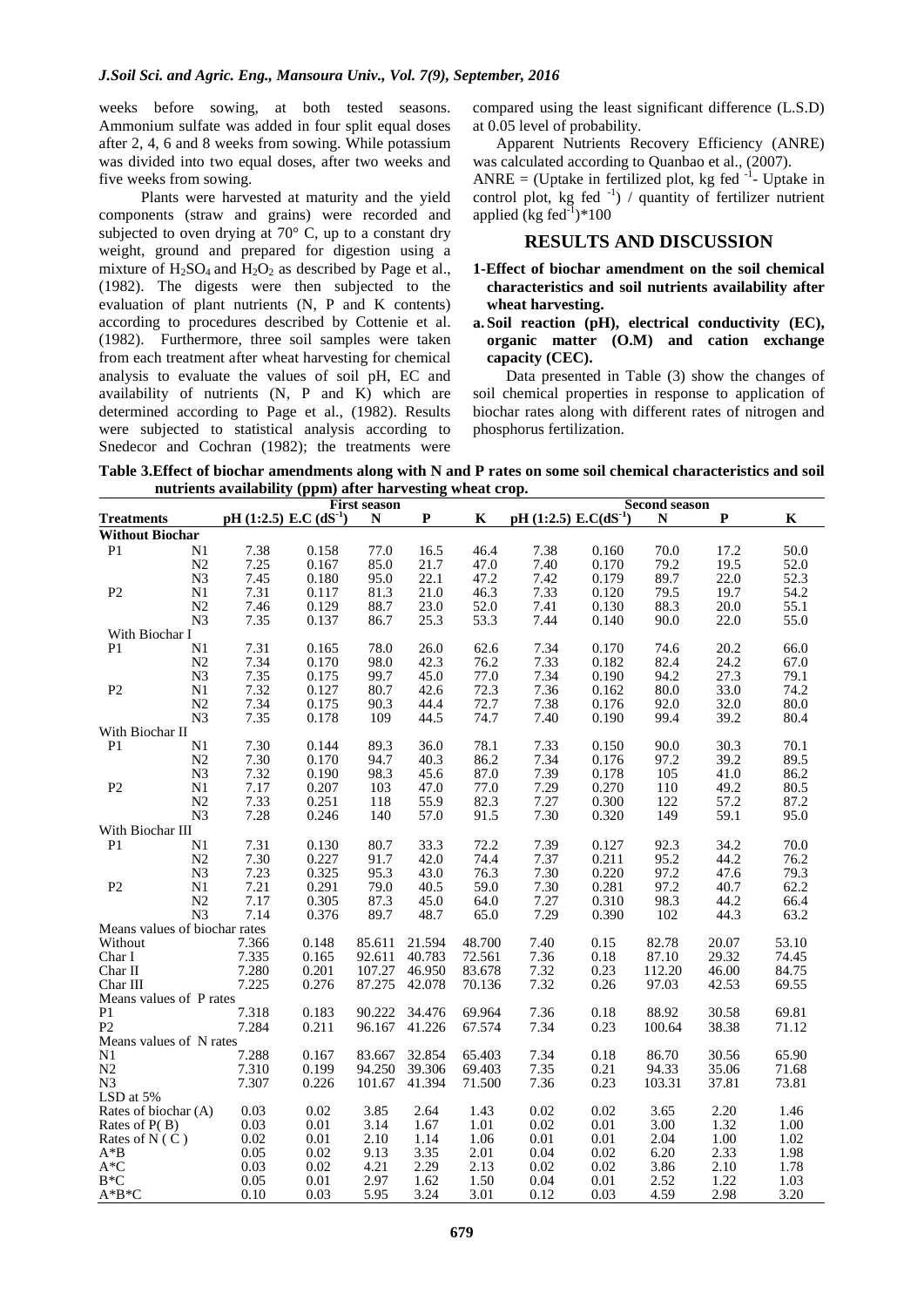weeks before sowing, at both tested seasons. Ammonium sulfate was added in four split equal doses after 2, 4, 6 and 8 weeks from sowing. While potassium was divided into two equal doses, after two weeks and five weeks from sowing.

Plants were harvested at maturity and the yield components (straw and grains) were recorded and subjected to oven drying at 70° C, up to a constant dry weight, ground and prepared for digestion using a mixture of $H_2SO_4$ and $H_2O_2$ as described by Page et al., (1982). The digests were then subjected to the evaluation of plant nutrients (N, P and K contents) according to procedures described by Cottenie et al. (1982). Furthermore, three soil samples were taken from each treatment after wheat harvesting for chemical analysis to evaluate the values of soil pH, EC and availability of nutrients (N, P and K) which are determined according to Page et al., (1982). Results were subjected to statistical analysis according to Snedecor and Cochran (1982); the treatments were compared using the least significant difference (L.S.D) at 0.05 level of probability.

Apparent Nutrients Recovery Efficiency (ANRE) was calculated according to Quanbao et al., (2007).

ANRE = (Uptake in fertilized plot, kg fed $^{-1}$- Uptake in control plot, kg fed $^{-1}$) / quantity of fertilizer nutrient applied (kg fed$^{-1}$)*100

## RESULTS AND DISCUSSION

**1-Effect of biochar amendment on the soil chemical characteristics and soil nutrients availability after wheat harvesting.**

**a. Soil reaction (pH), electrical conductivity (EC), organic matter (O.M) and cation exchange capacity (CEC).**

Data presented in Table (3) show the changes of soil chemical properties in response to application of biochar rates along with different rates of nitrogen and phosphorus fertilization.

**Table 3.Effect of biochar amendments along with N and P rates on some soil chemical characteristics and soil nutrients availability (ppm) after harvesting wheat crop.**

| Treatments | | First season | | | | | Second season | | | | |
|---|---|---|---|---|---|---|---|---|---|---|---|
| | | pH (1:2.5) | E.C (dS$^{-1}$) | N | P | K | pH (1:2.5) | E.C(dS$^{-1}$) | N | P | K |
| **Without Biochar** | | | | | | | | | | | |
| P1 | N1 | 7.38 | 0.158 | 77.0 | 16.5 | 46.4 | 7.38 | 0.160 | 70.0 | 17.2 | 50.0 |
| | N2 | 7.25 | 0.167 | 85.0 | 21.7 | 47.0 | 7.40 | 0.170 | 79.2 | 19.5 | 52.0 |
| | N3 | 7.45 | 0.180 | 95.0 | 22.1 | 47.2 | 7.42 | 0.179 | 89.7 | 22.0 | 52.3 |
| P2 | N1 | 7.31 | 0.117 | 81.3 | 21.0 | 46.3 | 7.33 | 0.120 | 79.5 | 19.7 | 54.2 |
| | N2 | 7.46 | 0.129 | 88.7 | 23.0 | 52.0 | 7.41 | 0.130 | 88.3 | 20.0 | 55.1 |
| | N3 | 7.35 | 0.137 | 86.7 | 25.3 | 53.3 | 7.44 | 0.140 | 90.0 | 22.0 | 55.0 |
| With Biochar I | | | | | | | | | | | |
| P1 | N1 | 7.31 | 0.165 | 78.0 | 26.0 | 62.6 | 7.34 | 0.170 | 74.6 | 20.2 | 66.0 |
| | N2 | 7.34 | 0.170 | 98.0 | 42.3 | 76.2 | 7.33 | 0.182 | 82.4 | 24.2 | 67.0 |
| | N3 | 7.35 | 0.175 | 99.7 | 45.0 | 77.0 | 7.34 | 0.190 | 94.2 | 27.3 | 79.1 |
| P2 | N1 | 7.32 | 0.127 | 80.7 | 42.6 | 72.3 | 7.36 | 0.162 | 80.0 | 33.0 | 74.2 |
| | N2 | 7.34 | 0.175 | 90.3 | 44.4 | 72.7 | 7.38 | 0.176 | 92.0 | 32.0 | 80.0 |
| | N3 | 7.35 | 0.178 | 109 | 44.5 | 74.7 | 7.40 | 0.190 | 99.4 | 39.2 | 80.4 |
| With Biochar II | | | | | | | | | | | |
| P1 | N1 | 7.30 | 0.144 | 89.3 | 36.0 | 78.1 | 7.33 | 0.150 | 90.0 | 30.3 | 70.1 |
| | N2 | 7.30 | 0.170 | 94.7 | 40.3 | 86.2 | 7.34 | 0.176 | 97.2 | 39.2 | 89.5 |
| | N3 | 7.32 | 0.190 | 98.3 | 45.6 | 87.0 | 7.39 | 0.178 | 105 | 41.0 | 86.2 |
| P2 | N1 | 7.17 | 0.207 | 103 | 47.0 | 77.0 | 7.29 | 0.270 | 110 | 49.2 | 80.5 |
| | N2 | 7.33 | 0.251 | 118 | 55.9 | 82.3 | 7.27 | 0.300 | 122 | 57.2 | 87.2 |
| | N3 | 7.28 | 0.246 | 140 | 57.0 | 91.5 | 7.30 | 0.320 | 149 | 59.1 | 95.0 |
| With Biochar III | | | | | | | | | | | |
| P1 | N1 | 7.31 | 0.130 | 80.7 | 33.3 | 72.2 | 7.39 | 0.127 | 92.3 | 34.2 | 70.0 |
| | N2 | 7.30 | 0.227 | 91.7 | 42.0 | 74.4 | 7.37 | 0.211 | 95.2 | 44.2 | 76.2 |
| | N3 | 7.23 | 0.325 | 95.3 | 43.0 | 76.3 | 7.30 | 0.220 | 97.2 | 47.6 | 79.3 |
| P2 | N1 | 7.21 | 0.291 | 79.0 | 40.5 | 59.0 | 7.30 | 0.281 | 97.2 | 40.7 | 62.2 |
| | N2 | 7.17 | 0.305 | 87.3 | 45.0 | 64.0 | 7.27 | 0.310 | 98.3 | 44.2 | 66.4 |
| | N3 | 7.14 | 0.376 | 89.7 | 48.7 | 65.0 | 7.29 | 0.390 | 102 | 44.3 | 63.2 |
| Means values of biochar rates | | | | | | | | | | | |
| Without | | 7.366 | 0.148 | 85.611 | 21.594 | 48.700 | 7.40 | 0.15 | 82.78 | 20.07 | 53.10 |
| Char I | | 7.335 | 0.165 | 92.611 | 40.783 | 72.561 | 7.36 | 0.18 | 87.10 | 29.32 | 74.45 |
| Char II | | 7.280 | 0.201 | 107.27 | 46.950 | 83.678 | 7.32 | 0.23 | 112.20 | 46.00 | 84.75 |
| Char III | | 7.225 | 0.276 | 87.275 | 42.078 | 70.136 | 7.32 | 0.26 | 97.03 | 42.53 | 69.55 |
| Means values of P rates | | | | | | | | | | | |
| P1 | | 7.318 | 0.183 | 90.222 | 34.476 | 69.964 | 7.36 | 0.18 | 88.92 | 30.58 | 69.81 |
| P2 | | 7.284 | 0.211 | 96.167 | 41.226 | 67.574 | 7.34 | 0.23 | 100.64 | 38.38 | 71.12 |
| Means values of N rates | | | | | | | | | | | |
| N1 | | 7.288 | 0.167 | 83.667 | 32.854 | 65.403 | 7.34 | 0.18 | 86.70 | 30.56 | 65.90 |
| N2 | | 7.310 | 0.199 | 94.250 | 39.306 | 69.403 | 7.35 | 0.21 | 94.33 | 35.06 | 71.68 |
| N3 | | 7.307 | 0.226 | 101.67 | 41.394 | 71.500 | 7.36 | 0.23 | 103.31 | 37.81 | 73.81 |
| LSD at 5% | | | | | | | | | | | |
| Rates of biochar (A) | | 0.03 | 0.02 | 3.85 | 2.64 | 1.43 | 0.02 | 0.02 | 3.65 | 2.20 | 1.46 |
| Rates of P( B) | | 0.03 | 0.01 | 3.14 | 1.67 | 1.01 | 0.02 | 0.01 | 3.00 | 1.32 | 1.00 |
| Rates of N ( C ) | | 0.02 | 0.01 | 2.10 | 1.14 | 1.06 | 0.01 | 0.01 | 2.04 | 1.00 | 1.02 |
| A*B | | 0.05 | 0.02 | 9.13 | 3.35 | 2.01 | 0.04 | 0.02 | 6.20 | 2.33 | 1.98 |
| A*C | | 0.03 | 0.02 | 4.21 | 2.29 | 2.13 | 0.02 | 0.02 | 3.86 | 2.10 | 1.78 |
| B*C | | 0.05 | 0.01 | 2.97 | 1.62 | 1.50 | 0.04 | 0.01 | 2.52 | 1.22 | 1.03 |
| A*B*C | | 0.10 | 0.03 | 5.95 | 3.24 | 3.01 | 0.12 | 0.03 | 4.59 | 2.98 | 3.20 |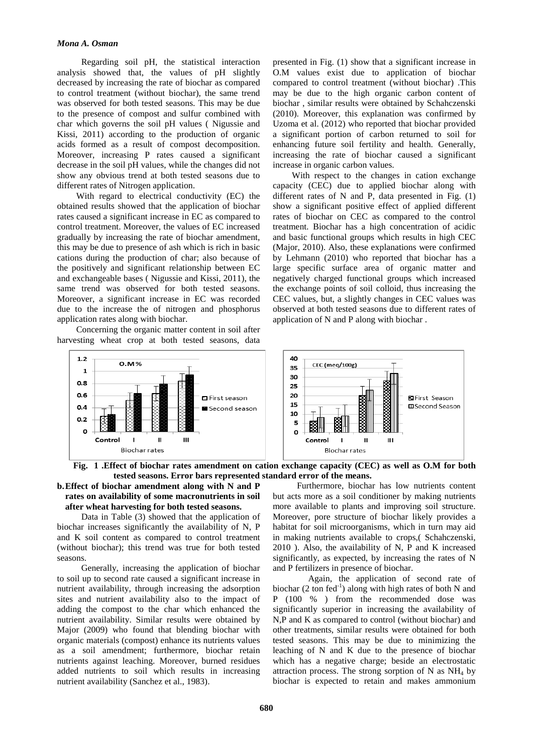Regarding soil pH, the statistical interaction analysis showed that, the values of pH slightly decreased by increasing the rate of biochar as compared to control treatment (without biochar), the same trend was observed for both tested seasons. This may be due to the presence of compost and sulfur combined with char which governs the soil pH values ( Nigussie and Kissi, 2011) according to the production of organic acids formed as a result of compost decomposition. Moreover, increasing P rates caused a significant decrease in the soil pH values, while the changes did not show any obvious trend at both tested seasons due to different rates of Nitrogen application.

With regard to electrical conductivity (EC) the obtained results showed that the application of biochar rates caused a significant increase in EC as compared to control treatment. Moreover, the values of EC increased gradually by increasing the rate of biochar amendment, this may be due to presence of ash which is rich in basic cations during the production of char; also because of the positively and significant relationship between EC and exchangeable bases ( Nigussie and Kissi, 2011), the same trend was observed for both tested seasons. Moreover, a significant increase in EC was recorded due to the increase the of nitrogen and phosphorus application rates along with biochar.

Concerning the organic matter content in soil after harvesting wheat crop at both tested seasons, data presented in Fig. (1) show that a significant increase in O.M values exist due to application of biochar compared to control treatment (without biochar) .This may be due to the high organic carbon content of biochar , similar results were obtained by Schahczenski (2010). Moreover, this explanation was confirmed by Uzoma et al. (2012) who reported that biochar provided a significant portion of carbon returned to soil for enhancing future soil fertility and health. Generally, increasing the rate of biochar caused a significant increase in organic carbon values.

With respect to the changes in cation exchange capacity (CEC) due to applied biochar along with different rates of N and P, data presented in Fig. (1) show a significant positive effect of applied different rates of biochar on CEC as compared to the control treatment. Biochar has a high concentration of acidic and basic functional groups which results in high CEC (Major, 2010). Also, these explanations were confirmed by Lehmann (2010) who reported that biochar has a large specific surface area of organic matter and negatively charged functional groups which increased the exchange points of soil colloid, thus increasing the CEC values, but, a slightly changes in CEC values was observed at both tested seasons due to different rates of application of N and P along with biochar .

O.M%

1.2
1
0.8
0.6
0.4
0.2
0

Control I II III

Biochar rates

First season
Second season

CEC (meq/100g)

40
35
30
25
20
15
10
5
0

Control I II III

Biochar rates

First Season
Second Season

**Fig. 1 .Effect of biochar rates amendment on cation exchange capacity (CEC) as well as O.M for both tested seasons. Error bars represented standard error of the means.**

**b. Effect of biochar amendment along with N and P rates on availability of some macronutrients in soil after wheat harvesting for both tested seasons.**

Data in Table (3) showed that the application of biochar increases significantly the availability of N, P and K soil content as compared to control treatment (without biochar); this trend was true for both tested seasons.

Generally, increasing the application of biochar to soil up to second rate caused a significant increase in nutrient availability, through increasing the adsorption sites and nutrient availability also to the impact of adding the compost to the char which enhanced the nutrient availability. Similar results were obtained by Major (2009) who found that blending biochar with organic materials (compost) enhance its nutrients values as a soil amendment; furthermore, biochar retain nutrients against leaching. Moreover, burned residues added nutrients to soil which results in increasing nutrient availability (Sanchez et al., 1983).

Furthermore, biochar has low nutrients content but acts more as a soil conditioner by making nutrients more available to plants and improving soil structure. Moreover, pore structure of biochar likely provides a habitat for soil microorganisms, which in turn may aid in making nutrients available to crops,( Schahczenski, 2010 ). Also, the availability of N, P and K increased significantly, as expected, by increasing the rates of N and P fertilizers in presence of biochar.

Again, the application of second rate of biochar (2 ton fed$^{-1}$) along with high rates of both N and P (100 % ) from the recommended dose was significantly superior in increasing the availability of N,P and K as compared to control (without biochar) and other treatments, similar results were obtained for both tested seasons. This may be due to minimizing the leaching of N and K due to the presence of biochar which has a negative charge; beside an electrostatic attraction process. The strong sorption of N as $NH_4$ by biochar is expected to retain and makes ammonium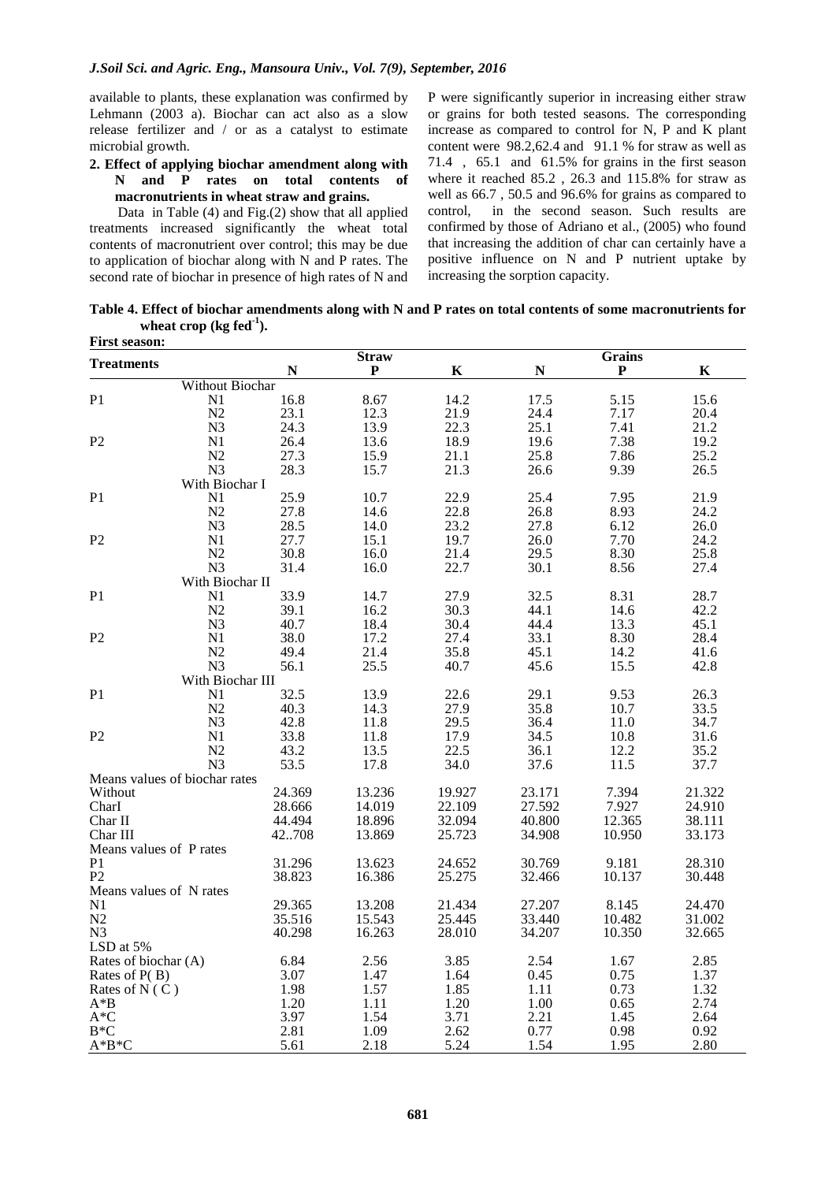available to plants, these explanation was confirmed by Lehmann (2003 a). Biochar can act also as a slow release fertilizer and / or as a catalyst to estimate microbial growth.

**2. Effect of applying biochar amendment along with N and P rates on total contents of macronutrients in wheat straw and grains.**

Data in Table (4) and Fig.(2) show that all applied treatments increased significantly the wheat total contents of macronutrient over control; this may be due to application of biochar along with N and P rates. The second rate of biochar in presence of high rates of N and P were significantly superior in increasing either straw or grains for both tested seasons. The corresponding increase as compared to control for N, P and K plant content were 98.2,62.4 and 91.1 % for straw as well as 71.4 , 65.1 and 61.5% for grains in the first season where it reached 85.2 , 26.3 and 115.8% for straw as well as 66.7 , 50.5 and 96.6% for grains as compared to control, in the second season. Such results are confirmed by those of Adriano et al., (2005) who found that increasing the addition of char can certainly have a positive influence on N and P nutrient uptake by increasing the sorption capacity.

**Table 4. Effect of biochar amendments along with N and P rates on total contents of some macronutrients for wheat crop (kg fed$^{-1}$).**

**First season:**

| Treatments | | Straw | | | Grains | | |
|---|---|---|---|---|---|---|---|
| | | N | P | K | N | P | K |
| | Without Biochar | | | | | | |
| P1 | N1 | 16.8 | 8.67 | 14.2 | 17.5 | 5.15 | 15.6 |
| | N2 | 23.1 | 12.3 | 21.9 | 24.4 | 7.17 | 20.4 |
| | N3 | 24.3 | 13.9 | 22.3 | 25.1 | 7.41 | 21.2 |
| P2 | N1 | 26.4 | 13.6 | 18.9 | 19.6 | 7.38 | 19.2 |
| | N2 | 27.3 | 15.9 | 21.1 | 25.8 | 7.86 | 25.2 |
| | N3 | 28.3 | 15.7 | 21.3 | 26.6 | 9.39 | 26.5 |
| | With Biochar I | | | | | | |
| P1 | N1 | 25.9 | 10.7 | 22.9 | 25.4 | 7.95 | 21.9 |
| | N2 | 27.8 | 14.6 | 22.8 | 26.8 | 8.93 | 24.2 |
| | N3 | 28.5 | 14.0 | 23.2 | 27.8 | 6.12 | 26.0 |
| P2 | N1 | 27.7 | 15.1 | 19.7 | 26.0 | 7.70 | 24.2 |
| | N2 | 30.8 | 16.0 | 21.4 | 29.5 | 8.30 | 25.8 |
| | N3 | 31.4 | 16.0 | 22.7 | 30.1 | 8.56 | 27.4 |
| | With Biochar II | | | | | | |
| P1 | N1 | 33.9 | 14.7 | 27.9 | 32.5 | 8.31 | 28.7 |
| | N2 | 39.1 | 16.2 | 30.3 | 44.1 | 14.6 | 42.2 |
| | N3 | 40.7 | 18.4 | 30.4 | 44.4 | 13.3 | 45.1 |
| P2 | N1 | 38.0 | 17.2 | 27.4 | 33.1 | 8.30 | 28.4 |
| | N2 | 49.4 | 21.4 | 35.8 | 45.1 | 14.2 | 41.6 |
| | N3 | 56.1 | 25.5 | 40.7 | 45.6 | 15.5 | 42.8 |
| | With Biochar III | | | | | | |
| P1 | N1 | 32.5 | 13.9 | 22.6 | 29.1 | 9.53 | 26.3 |
| | N2 | 40.3 | 14.3 | 27.9 | 35.8 | 10.7 | 33.5 |
| | N3 | 42.8 | 11.8 | 29.5 | 36.4 | 11.0 | 34.7 |
| P2 | N1 | 33.8 | 11.8 | 17.9 | 34.5 | 10.8 | 31.6 |
| | N2 | 43.2 | 13.5 | 22.5 | 36.1 | 12.2 | 35.2 |
| | N3 | 53.5 | 17.8 | 34.0 | 37.6 | 11.5 | 37.7 |
| Means values of biochar rates | | | | | | | |
| Without | | 24.369 | 13.236 | 19.927 | 23.171 | 7.394 | 21.322 |
| CharI | | 28.666 | 14.019 | 22.109 | 27.592 | 7.927 | 24.910 |
| Char II | | 44.494 | 18.896 | 32.094 | 40.800 | 12.365 | 38.111 |
| Char III | | 42..708 | 13.869 | 25.723 | 34.908 | 10.950 | 33.173 |
| Means values of P rates | | | | | | | |
| P1 | | 31.296 | 13.623 | 24.652 | 30.769 | 9.181 | 28.310 |
| P2 | | 38.823 | 16.386 | 25.275 | 32.466 | 10.137 | 30.448 |
| Means values of N rates | | | | | | | |
| N1 | | 29.365 | 13.208 | 21.434 | 27.207 | 8.145 | 24.470 |
| N2 | | 35.516 | 15.543 | 25.445 | 33.440 | 10.482 | 31.002 |
| N3 | | 40.298 | 16.263 | 28.010 | 34.207 | 10.350 | 32.665 |
| LSD at 5% | | | | | | | |
| Rates of biochar (A) | | 6.84 | 2.56 | 3.85 | 2.54 | 1.67 | 2.85 |
| Rates of P( B) | | 3.07 | 1.47 | 1.64 | 0.45 | 0.75 | 1.37 |
| Rates of N ( C ) | | 1.98 | 1.57 | 1.85 | 1.11 | 0.73 | 1.32 |
| A*B | | 1.20 | 1.11 | 1.20 | 1.00 | 0.65 | 2.74 |
| A*C | | 3.97 | 1.54 | 3.71 | 2.21 | 1.45 | 2.64 |
| B*C | | 2.81 | 1.09 | 2.62 | 0.77 | 0.98 | 0.92 |
| A*B*C | | 5.61 | 2.18 | 5.24 | 1.54 | 1.95 | 2.80 |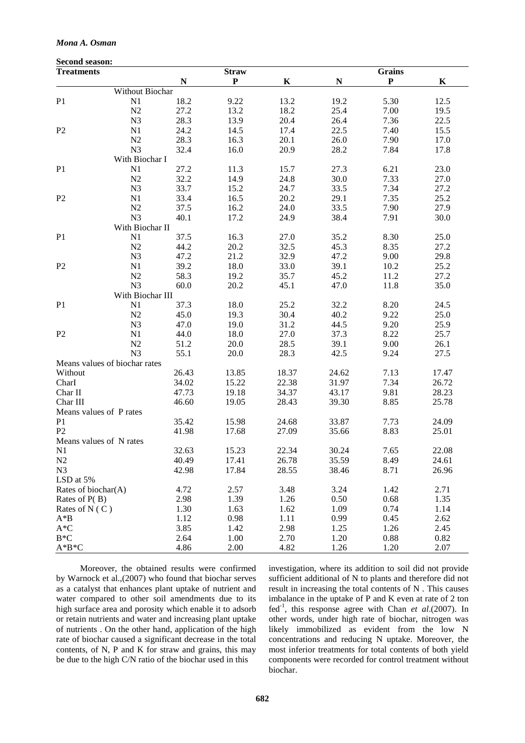**Second season:**

| Treatments | | Straw | | | Grains | | |
|---|---|---|---|---|---|---|---|
| | | N | P | K | N | P | K |
| Without Biochar | | | | | | | |
| P1 | N1 | 18.2 | 9.22 | 13.2 | 19.2 | 5.30 | 12.5 |
| | N2 | 27.2 | 13.2 | 18.2 | 25.4 | 7.00 | 19.5 |
| | N3 | 28.3 | 13.9 | 20.4 | 26.4 | 7.36 | 22.5 |
| P2 | N1 | 24.2 | 14.5 | 17.4 | 22.5 | 7.40 | 15.5 |
| | N2 | 28.3 | 16.3 | 20.1 | 26.0 | 7.90 | 17.0 |
| | N3 | 32.4 | 16.0 | 20.9 | 28.2 | 7.84 | 17.8 |
| With Biochar I | | | | | | | |
| P1 | N1 | 27.2 | 11.3 | 15.7 | 27.3 | 6.21 | 23.0 |
| | N2 | 32.2 | 14.9 | 24.8 | 30.0 | 7.33 | 27.0 |
| | N3 | 33.7 | 15.2 | 24.7 | 33.5 | 7.34 | 27.2 |
| P2 | N1 | 33.4 | 16.5 | 20.2 | 29.1 | 7.35 | 25.2 |
| | N2 | 37.5 | 16.2 | 24.0 | 33.5 | 7.90 | 27.9 |
| | N3 | 40.1 | 17.2 | 24.9 | 38.4 | 7.91 | 30.0 |
| With Biochar II | | | | | | | |
| P1 | N1 | 37.5 | 16.3 | 27.0 | 35.2 | 8.30 | 25.0 |
| | N2 | 44.2 | 20.2 | 32.5 | 45.3 | 8.35 | 27.2 |
| | N3 | 47.2 | 21.2 | 32.9 | 47.2 | 9.00 | 29.8 |
| P2 | N1 | 39.2 | 18.0 | 33.0 | 39.1 | 10.2 | 25.2 |
| | N2 | 58.3 | 19.2 | 35.7 | 45.2 | 11.2 | 27.2 |
| | N3 | 60.0 | 20.2 | 45.1 | 47.0 | 11.8 | 35.0 |
| With Biochar III | | | | | | | |
| P1 | N1 | 37.3 | 18.0 | 25.2 | 32.2 | 8.20 | 24.5 |
| | N2 | 45.0 | 19.3 | 30.4 | 40.2 | 9.22 | 25.0 |
| | N3 | 47.0 | 19.0 | 31.2 | 44.5 | 9.20 | 25.9 |
| P2 | N1 | 44.0 | 18.0 | 27.0 | 37.3 | 8.22 | 25.7 |
| | N2 | 51.2 | 20.0 | 28.5 | 39.1 | 9.00 | 26.1 |
| | N3 | 55.1 | 20.0 | 28.3 | 42.5 | 9.24 | 27.5 |
| Means values of biochar rates | | | | | | | |
| Without | | 26.43 | 13.85 | 18.37 | 24.62 | 7.13 | 17.47 |
| CharI | | 34.02 | 15.22 | 22.38 | 31.97 | 7.34 | 26.72 |
| Char II | | 47.73 | 19.18 | 34.37 | 43.17 | 9.81 | 28.23 |
| Char III | | 46.60 | 19.05 | 28.43 | 39.30 | 8.85 | 25.78 |
| Means values of P rates | | | | | | | |
| P1 | | 35.42 | 15.98 | 24.68 | 33.87 | 7.73 | 24.09 |
| P2 | | 41.98 | 17.68 | 27.09 | 35.66 | 8.83 | 25.01 |
| Means values of N rates | | | | | | | |
| N1 | | 32.63 | 15.23 | 22.34 | 30.24 | 7.65 | 22.08 |
| N2 | | 40.49 | 17.41 | 26.78 | 35.59 | 8.49 | 24.61 |
| N3 | | 42.98 | 17.84 | 28.55 | 38.46 | 8.71 | 26.96 |
| LSD at 5% | | | | | | | |
| Rates of biochar(A) | | 4.72 | 2.57 | 3.48 | 3.24 | 1.42 | 2.71 |
| Rates of P( B) | | 2.98 | 1.39 | 1.26 | 0.50 | 0.68 | 1.35 |
| Rates of N ( C ) | | 1.30 | 1.63 | 1.62 | 1.09 | 0.74 | 1.14 |
| A*B | | 1.12 | 0.98 | 1.11 | 0.99 | 0.45 | 2.62 |
| A*C | | 3.85 | 1.42 | 2.98 | 1.25 | 1.26 | 2.45 |
| B*C | | 2.64 | 1.00 | 2.70 | 1.20 | 0.88 | 0.82 |
| A*B*C | | 4.86 | 2.00 | 4.82 | 1.26 | 1.20 | 2.07 |

Moreover, the obtained results were confirmed by Warnock et al.,(2007) who found that biochar serves as a catalyst that enhances plant uptake of nutrient and water compared to other soil amendments due to its high surface area and porosity which enable it to adsorb or retain nutrients and water and increasing plant uptake of nutrients . On the other hand, application of the high rate of biochar caused a significant decrease in the total contents, of N, P and K for straw and grains, this may be due to the high C/N ratio of the biochar used in this investigation, where its addition to soil did not provide sufficient additional of N to plants and therefore did not result in increasing the total contents of N . This causes imbalance in the uptake of P and K even at rate of 2 ton fed$^{-1}$, this response agree with Chan *et al*.(2007). In other words, under high rate of biochar, nitrogen was likely immobilized as evident from the low N concentrations and reducing N uptake. Moreover, the most inferior treatments for total contents of both yield components were recorded for control treatment without biochar.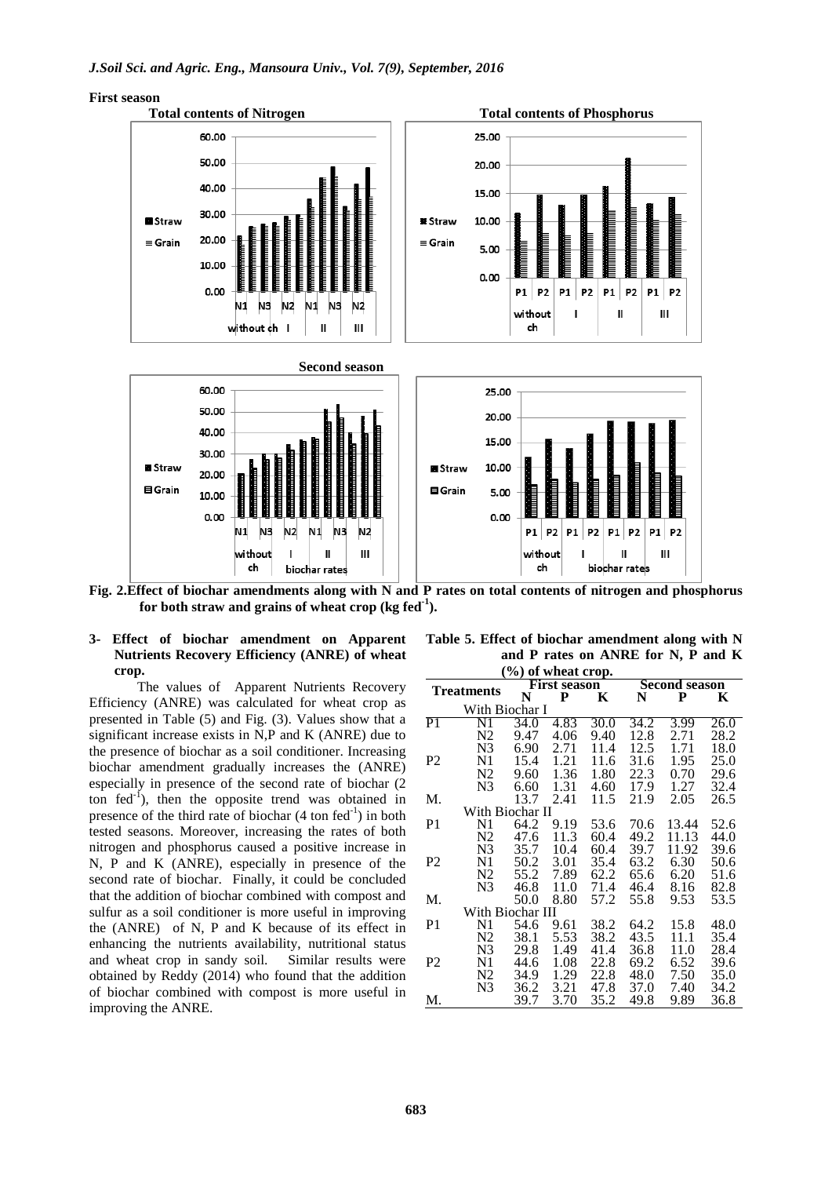First season

Total contents of Nitrogen

60.00
50.00
40.00
30.00
20.00
10.00
0.00

Straw
Grain

N1 N3 N2 N1 N3 N2
without ch I II III

Total contents of Phosphorus

25.00
20.00
15.00
10.00
5.00
0.00

Straw
Grain

P1 P2 P1 P2 P1 P2 P1 P2
without ch I II III

Second season

60.00
50.00
40.00
30.00
20.00
10.00
0.00

Straw
Grain

N1 N3 N2 N1 N3 N2
without ch I II III
biochar rates

25.00
20.00
15.00
10.00
5.00
0.00

Straw
Grain

P1 P2 P1 P2 P1 P2 P1 P2
without ch I II III
biochar rates

**Fig. 2.Effect of biochar amendments along with N and P rates on total contents of nitrogen and phosphorus for both straw and grains of wheat crop (kg fed$^{-1}$).**

### 3- Effect of biochar amendment on Apparent Nutrients Recovery Efficiency (ANRE) of wheat crop.

The values of Apparent Nutrients Recovery Efficiency (ANRE) was calculated for wheat crop as presented in Table (5) and Fig. (3). Values show that a significant increase exists in N,P and K (ANRE) due to the presence of biochar as a soil conditioner. Increasing biochar amendment gradually increases the (ANRE) especially in presence of the second rate of biochar (2 ton fed$^{-1}$), then the opposite trend was obtained in presence of the third rate of biochar (4 ton fed$^{-1}$) in both tested seasons. Moreover, increasing the rates of both nitrogen and phosphorus caused a positive increase in N, P and K (ANRE), especially in presence of the second rate of biochar. Finally, it could be concluded that the addition of biochar combined with compost and sulfur as a soil conditioner is more useful in improving the (ANRE) of N, P and K because of its effect in enhancing the nutrients availability, nutritional status and wheat crop in sandy soil. Similar results were obtained by Reddy (2014) who found that the addition of biochar combined with compost is more useful in improving the ANRE.

**Table 5. Effect of biochar amendment along with N and P rates on ANRE for N, P and K (%) of wheat crop.**

| Treatments | | First season | | | Second season | | |
|---|---|---|---|---|---|---|---|
| | | N | P | K | N | P | K |
| With Biochar I | | | | | | | |
| P1 | N1 | 34.0 | 4.83 | 30.0 | 34.2 | 3.99 | 26.0 |
| | N2 | 9.47 | 4.06 | 9.40 | 12.8 | 2.71 | 28.2 |
| | N3 | 6.90 | 2.71 | 11.4 | 12.5 | 1.71 | 18.0 |
| P2 | N1 | 15.4 | 1.21 | 11.6 | 31.6 | 1.95 | 25.0 |
| | N2 | 9.60 | 1.36 | 1.80 | 22.3 | 0.70 | 29.6 |
| | N3 | 6.60 | 1.31 | 4.60 | 17.9 | 1.27 | 32.4 |
| M. | | 13.7 | 2.41 | 11.5 | 21.9 | 2.05 | 26.5 |
| With Biochar II | | | | | | | |
| P1 | N1 | 64.2 | 9.19 | 53.6 | 70.6 | 13.44 | 52.6 |
| | N2 | 47.6 | 11.3 | 60.4 | 49.2 | 11.13 | 44.0 |
| | N3 | 35.7 | 10.4 | 60.4 | 39.7 | 11.92 | 39.6 |
| P2 | N1 | 50.2 | 3.01 | 35.4 | 63.2 | 6.30 | 50.6 |
| | N2 | 55.2 | 7.89 | 62.2 | 65.6 | 6.20 | 51.6 |
| | N3 | 46.8 | 11.0 | 71.4 | 46.4 | 8.16 | 82.8 |
| M. | | 50.0 | 8.80 | 57.2 | 55.8 | 9.53 | 53.5 |
| With Biochar III | | | | | | | |
| P1 | N1 | 54.6 | 9.61 | 38.2 | 64.2 | 15.8 | 48.0 |
| | N2 | 38.1 | 5.53 | 38.2 | 43.5 | 11.1 | 35.4 |
| | N3 | 29.8 | 1.49 | 41.4 | 36.8 | 11.0 | 28.4 |
| P2 | N1 | 44.6 | 1.08 | 22.8 | 69.2 | 6.52 | 39.6 |
| | N2 | 34.9 | 1.29 | 22.8 | 48.0 | 7.50 | 35.0 |
| | N3 | 36.2 | 3.21 | 47.8 | 37.0 | 7.40 | 34.2 |
| M. | | 39.7 | 3.70 | 35.2 | 49.8 | 9.89 | 36.8 |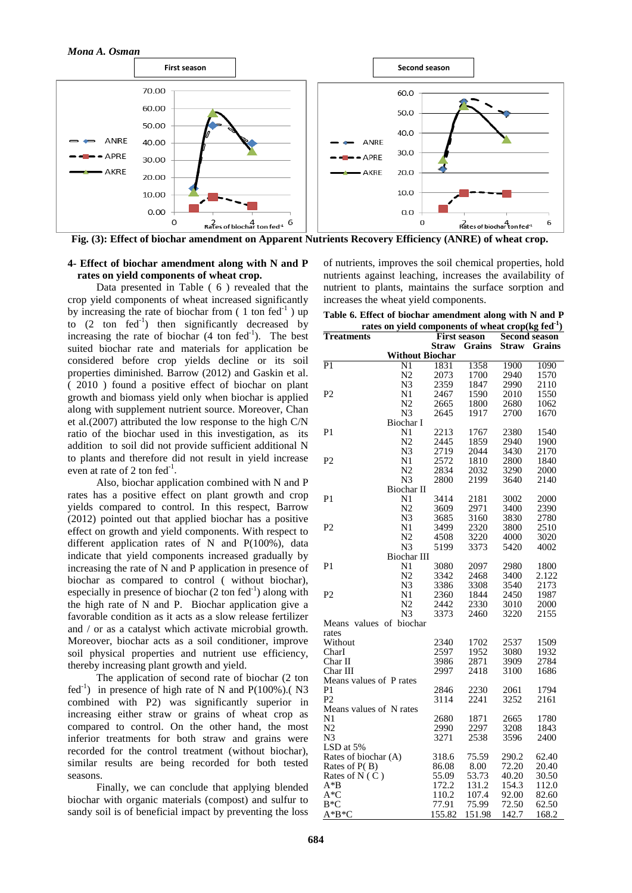First season

70.00
60.00
50.00
40.00
30.00
20.00
10.00
0.00

0 2 4 6
Rates of biochar ton fed-1

ANRE
APRE
AKRE

Second season

60.0
50.0
40.0
30.0
20.0
10.0
0.0

0 2 4 6
Rates of biochar ton fed-1

ANRE
APRE
AKRE

**Fig. (3): Effect of biochar amendment on Apparent Nutrients Recovery Efficiency (ANRE) of wheat crop.**

### 4- Effect of biochar amendment along with N and P rates on yield components of wheat crop.

Data presented in Table ( 6 ) revealed that the crop yield components of wheat increased significantly by increasing the rate of biochar from ( 1 ton fed$^{-1}$ ) up to (2 ton fed$^{-1}$) then significantly decreased by increasing the rate of biochar (4 ton fed$^{-1}$). The best suited biochar rate and materials for application be considered before crop yields decline or its soil properties diminished. Barrow (2012) and Gaskin et al. ( 2010 ) found a positive effect of biochar on plant growth and biomass yield only when biochar is applied along with supplement nutrient source. Moreover, Chan et al.(2007) attributed the low response to the high C/N ratio of the biochar used in this investigation, as its addition to soil did not provide sufficient additional N to plants and therefore did not result in yield increase even at rate of 2 ton fed$^{-1}$.

Also, biochar application combined with N and P rates has a positive effect on plant growth and crop yields compared to control. In this respect, Barrow (2012) pointed out that applied biochar has a positive effect on growth and yield components. With respect to different application rates of N and P(100%), data indicate that yield components increased gradually by increasing the rate of N and P application in presence of biochar as compared to control ( without biochar), especially in presence of biochar (2 ton fed$^{-1}$) along with the high rate of N and P. Biochar application give a favorable condition as it acts as a slow release fertilizer and / or as a catalyst which activate microbial growth. Moreover, biochar acts as a soil conditioner, improve soil physical properties and nutrient use efficiency, thereby increasing plant growth and yield.

The application of second rate of biochar (2 ton fed$^{-1}$) in presence of high rate of N and P(100%).( N3 combined with P2) was significantly superior in increasing either straw or grains of wheat crop as compared to control. On the other hand, the most inferior treatments for both straw and grains were recorded for the control treatment (without biochar), similar results are being recorded for both tested seasons.

Finally, we can conclude that applying blended biochar with organic materials (compost) and sulfur to sandy soil is of beneficial impact by preventing the loss of nutrients, improves the soil chemical properties, hold nutrients against leaching, increases the availability of nutrient to plants, maintains the surface sorption and increases the wheat yield components.

**Table 6. Effect of biochar amendment along with N and P rates on yield components of wheat crop(kg fed$^{-1}$)**

| Treatments | | First season | | Second season | |
|---|---|---|---|---|---|
| | | Straw | Grains | Straw | Grains |
| | Without Biochar | | | | |
| P1 | N1 | 1831 | 1358 | 1900 | 1090 |
| | N2 | 2073 | 1700 | 2940 | 1570 |
| | N3 | 2359 | 1847 | 2990 | 2110 |
| P2 | N1 | 2467 | 1590 | 2010 | 1550 |
| | N2 | 2665 | 1800 | 2680 | 1062 |
| | N3 | 2645 | 1917 | 2700 | 1670 |
| | Biochar I | | | | |
| P1 | N1 | 2213 | 1767 | 2380 | 1540 |
| | N2 | 2445 | 1859 | 2940 | 1900 |
| | N3 | 2719 | 2044 | 3430 | 2170 |
| P2 | N1 | 2572 | 1810 | 2800 | 1840 |
| | N2 | 2834 | 2032 | 3290 | 2000 |
| | N3 | 2800 | 2199 | 3640 | 2140 |
| | Biochar II | | | | |
| P1 | N1 | 3414 | 2181 | 3002 | 2000 |
| | N2 | 3609 | 2971 | 3400 | 2390 |
| | N3 | 3685 | 3160 | 3830 | 2780 |
| P2 | N1 | 3499 | 2320 | 3800 | 2510 |
| | N2 | 4508 | 3220 | 4000 | 3020 |
| | N3 | 5199 | 3373 | 5420 | 4002 |
| | Biochar III | | | | |
| P1 | N1 | 3080 | 2097 | 2980 | 1800 |
| | N2 | 3342 | 2468 | 3400 | 2.122 |
| | N3 | 3386 | 3308 | 3540 | 2173 |
| P2 | N1 | 2360 | 1844 | 2450 | 1987 |
| | N2 | 2442 | 2330 | 3010 | 2000 |
| | N3 | 3373 | 2460 | 3220 | 2155 |
| Means values of biochar rates | | | | | |
| Without | | 2340 | 1702 | 2537 | 1509 |
| CharI | | 2597 | 1952 | 3080 | 1932 |
| Char II | | 3986 | 2871 | 3909 | 2784 |
| Char III | | 2997 | 2418 | 3100 | 1686 |
| Means values of P rates | | | | | |
| P1 | | 2846 | 2230 | 2061 | 1794 |
| P2 | | 3114 | 2241 | 3252 | 2161 |
| Means values of N rates | | | | | |
| N1 | | 2680 | 1871 | 2665 | 1780 |
| N2 | | 2990 | 2297 | 3208 | 1843 |
| N3 | | 3271 | 2538 | 3596 | 2400 |
| LSD at 5% | | | | | |
| Rates of biochar (A) | | 318.6 | 75.59 | 290.2 | 62.40 |
| Rates of P( B) | | 86.08 | 8.00 | 72.20 | 20.40 |
| Rates of N ( C ) | | 55.09 | 53.73 | 40.20 | 30.50 |
| A*B | | 172.2 | 131.2 | 154.3 | 112.0 |
| A*C | | 110.2 | 107.4 | 92.00 | 82.60 |
| B*C | | 77.91 | 75.99 | 72.50 | 62.50 |
| A*B*C | | 155.82 | 151.98 | 142.7 | 168.2 |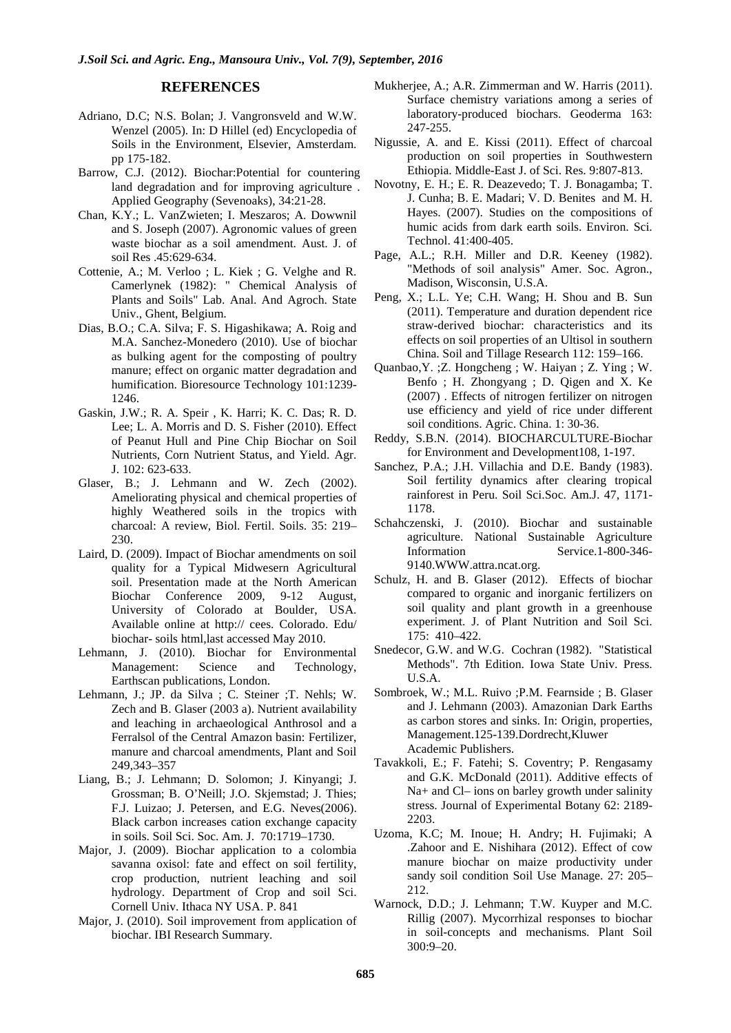## REFERENCES

Adriano, D.C; N.S. Bolan; J. Vangronsveld and W.W. Wenzel (2005). In: D Hillel (ed) Encyclopedia of Soils in the Environment, Elsevier, Amsterdam. pp 175-182.

Barrow, C.J. (2012). Biochar:Potential for countering land degradation and for improving agriculture . Applied Geography (Sevenoaks), 34:21-28.

Chan, K.Y.; L. VanZwieten; I. Meszaros; A. Dowwnil and S. Joseph (2007). Agronomic values of green waste biochar as a soil amendment. Aust. J. of soil Res .45:629-634.

Cottenie, A.; M. Verloo ; L. Kiek ; G. Velghe and R. Camerlynek (1982): " Chemical Analysis of Plants and Soils" Lab. Anal. And Agroch. State Univ., Ghent, Belgium.

Dias, B.O.; C.A. Silva; F. S. Higashikawa; A. Roig and M.A. Sanchez-Monedero (2010). Use of biochar as bulking agent for the composting of poultry manure; effect on organic matter degradation and humification. Bioresource Technology 101:1239-1246.

Gaskin, J.W.; R. A. Speir , K. Harri; K. C. Das; R. D. Lee; L. A. Morris and D. S. Fisher (2010). Effect of Peanut Hull and Pine Chip Biochar on Soil Nutrients, Corn Nutrient Status, and Yield. Agr. J. 102: 623-633.

Glaser, B.; J. Lehmann and W. Zech (2002). Ameliorating physical and chemical properties of highly Weathered soils in the tropics with charcoal: A review, Biol. Fertil. Soils. 35: 219–230.

Laird, D. (2009). Impact of Biochar amendments on soil quality for a Typical Midwesern Agricultural soil. Presentation made at the North American Biochar Conference 2009, 9-12 August, University of Colorado at Boulder, USA. Available online at http:// cees. Colorado. Edu/ biochar- soils html,last accessed May 2010.

Lehmann, J. (2010). Biochar for Environmental Management: Science and Technology, Earthscan publications, London.

Lehmann, J.; JP. da Silva ; C. Steiner ;T. Nehls; W. Zech and B. Glaser (2003 a). Nutrient availability and leaching in archaeological Anthrosol and a Ferralsol of the Central Amazon basin: Fertilizer, manure and charcoal amendments, Plant and Soil 249,343–357

Liang, B.; J. Lehmann; D. Solomon; J. Kinyangi; J. Grossman; B. O'Neill; J.O. Skjemstad; J. Thies; F.J. Luizao; J. Petersen, and E.G. Neves(2006). Black carbon increases cation exchange capacity in soils. Soil Sci. Soc. Am. J. 70:1719–1730.

Major, J. (2009). Biochar application to a colombia savanna oxisol: fate and effect on soil fertility, crop production, nutrient leaching and soil hydrology. Department of Crop and soil Sci. Cornell Univ. Ithaca NY USA. P. 841

Major, J. (2010). Soil improvement from application of biochar. IBI Research Summary.

Mukherjee, A.; A.R. Zimmerman and W. Harris (2011). Surface chemistry variations among a series of laboratory-produced biochars. Geoderma 163: 247-255.

Nigussie, A. and E. Kissi (2011). Effect of charcoal production on soil properties in Southwestern Ethiopia. Middle-East J. of Sci. Res. 9:807-813.

Novotny, E. H.; E. R. Deazevedo; T. J. Bonagamba; T. J. Cunha; B. E. Madari; V. D. Benites and M. H. Hayes. (2007). Studies on the compositions of humic acids from dark earth soils. Environ. Sci. Technol. 41:400-405.

Page, A.L.; R.H. Miller and D.R. Keeney (1982). "Methods of soil analysis" Amer. Soc. Agron., Madison, Wisconsin, U.S.A.

Peng, X.; L.L. Ye; C.H. Wang; H. Shou and B. Sun (2011). Temperature and duration dependent rice straw-derived biochar: characteristics and its effects on soil properties of an Ultisol in southern China. Soil and Tillage Research 112: 159–166.

Quanbao,Y. ;Z. Hongcheng ; W. Haiyan ; Z. Ying ; W. Benfo ; H. Zhongyang ; D. Qigen and X. Ke (2007) . Effects of nitrogen fertilizer on nitrogen use efficiency and yield of rice under different soil conditions. Agric. China. 1: 30-36.

Reddy, S.B.N. (2014). BIOCHARCULTURE-Biochar for Environment and Development108, 1-197.

Sanchez, P.A.; J.H. Villachia and D.E. Bandy (1983). Soil fertility dynamics after clearing tropical rainforest in Peru. Soil Sci.Soc. Am.J. 47, 1171-1178.

Schahczenski, J. (2010). Biochar and sustainable agriculture. National Sustainable Agriculture Information Service.1-800-346-9140.WWW.attra.ncat.org.

Schulz, H. and B. Glaser (2012). Effects of biochar compared to organic and inorganic fertilizers on soil quality and plant growth in a greenhouse experiment. J. of Plant Nutrition and Soil Sci. 175: 410–422.

Snedecor, G.W. and W.G. Cochran (1982). "Statistical Methods". 7th Edition. Iowa State Univ. Press. U.S.A.

Sombroek, W.; M.L. Ruivo ;P.M. Fearnside ; B. Glaser and J. Lehmann (2003). Amazonian Dark Earths as carbon stores and sinks. In: Origin, properties, Management.125-139.Dordrecht,Kluwer Academic Publishers.

Tavakkoli, E.; F. Fatehi; S. Coventry; P. Rengasamy and G.K. McDonald (2011). Additive effects of $Na^+$ and $Cl^–$ ions on barley growth under salinity stress. Journal of Experimental Botany 62: 2189-2203.

Uzoma, K.C; M. Inoue; H. Andry; H. Fujimaki; A .Zahoor and E. Nishihara (2012). Effect of cow manure biochar on maize productivity under sandy soil condition Soil Use Manage. 27: 205–212.

Warnock, D.D.; J. Lehmann; T.W. Kuyper and M.C. Rillig (2007). Mycorrhizal responses to biochar in soil-concepts and mechanisms. Plant Soil 300:9–20.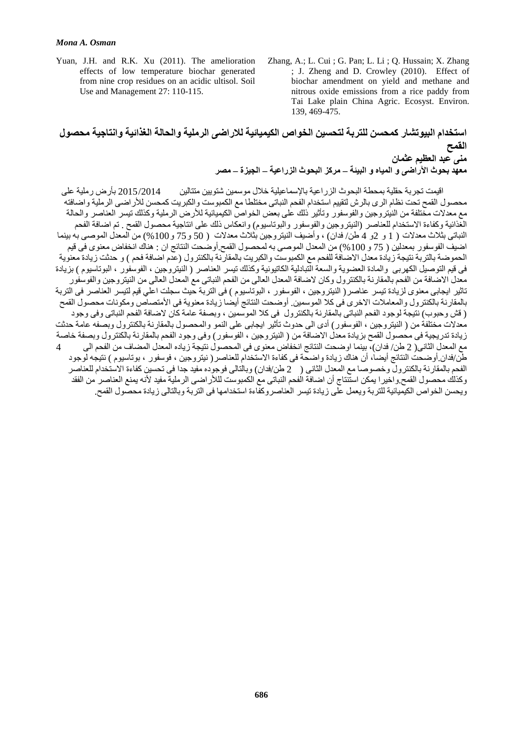Yuan, J.H. and R.K. Xu (2011). The amelioration effects of low temperature biochar generated from nine crop residues on an acidic ultisol. Soil Use and Management 27: 110-115.

Zhang, A.; L. Cui ; G. Pan; L. Li ; Q. Hussain; X. Zhang ; J. Zheng and D. Crowley (2010). Effect of biochar amendment on yield and methane and nitrous oxide emissions from a rice paddy from Tai Lake plain China Agric. Ecosyst. Environ. 139, 469-475.

## استخدام البيوتشار كمحسن للتربة لتحسين الخواص الكيميائية للاراضى الرملية والحالة الغذائية وانتاجية محصول القمح

**منى عبد العظيم عثمان**

**معهد بحوث الأراضى و المياه و البيئة – مركز البحوث الزراعية – الجيزة – مصر**

اقيمت تجربة حقلية بمحطة البحوث الزراعية بالإسماعيلية خلال موسمين شتويين متتالين 2014/2015 بأرض رملية على محصول القمح تحت نظام الرى بالرش لتقييم استخدام الفحم النباتى مختلطا مع الكمبوست والكبريت كمحسن للأراضى الرملية واضافته مع معدلات مختلفة من النيتروجين والفوسفور وتأثير ذلك على بعض الخواص الكيميائية للأرض الرملية وكذلك تيسر العناصر والحالة الغذائية وكفاءة الاستخدام للعناصر (النيتروجين والفوسفور والبوتاسيوم) وانعكاس ذلك على انتاجية محصول القمح . تم اضافة الفحم النباتى بثلاث معدلات ( 1 و 2و 4 طن/ فدان) ، وأضيف النيتروجين بثلاث معدلات ( 50 و75 و100%) من المعدل الموصى به بينما اضيف الفوسفور بمعدلين ( 75 و 100%) من المعدل الموصى به لمحصول القمح.أوضحت النتائج ان : هناك انخفاض معنوى فى قيم الحموضة بالتربة نتيجة زيادة معدل الاضافة للفحم مع الكمبوست والكبريت بالمقارنة بالكنترول (عدم اضافة فحم ) و حدثت زيادة معنوية فى قيم التوصيل الكهربى والمادة العضوية والسعة التبادلية الكاتيونية وكذلك تيسر العناصر ( النيتروجين ، الفوسفور ، البوتاسيوم ) بزيادة معدل الاضافة من الفحم بالمقارنة بالكنترول وكان لاضافة المعدل العالى من الفحم النباتى مع المعدل العالى من النيتروجين والفوسفور تاثير ايجابى معنوى لزيادة تيسر عناصر ( النيتروجين ، الفوسفور ، البوتاسيوم ) فى التربة حيث سجلت اعلي قيم لتيسر العناصر فى التربة بالمقارنة بالكنترول والمعاملات الاخرى فى كلا الموسمين. أوضحت النتائج أيضا زيادة معنوية فى الأمتصاص ومكونات محصول القمح ( قش وحبوب) نتيجة لوجود الفحم النباتى بالمقارنة بالكنترول فى كلا الموسمين ، وبصفة عامة كان لاضافة الفحم النباتى وفى وجود معدلات مختلفة من ( النيتروجين ، الفوسفور) أدى الى حدوث تأثير ايجابى على النمو والمحصول بالمقارنة بالكنترول وبصفه عامة حدثت زيادة تدريجية فى محصول القمح بزيادة معدل الاضافة من ( النيتروجين ، الفوسفور) وفى وجود الفحم بالمقارنة بالكنترول وبصفة خاصة مع المعدل الثانى( 2 طن/ فدان)، بينما اوضحت النتائج انخفاض معنوى فى المحصول نتيجة زياده المعدل المضاف من الفحم الى 4 طن/فدان.أوضحت النتائج أيضا، أن هناك زيادة واضحة فى كفاءة الاستخدام للعناصر( نيتروجين ، فوسفور ، بوتاسيوم ) نتيجه لوجود الفحم بالمقارنة بالكنترول وخصوصا مع المعدل الثانى ( 2 طن/فدان) وبالتالى فوجوده مفيد جدا فى تحسين كفاءة الاستخدام للعناصر وكذلك محصول القمح.واخيرا يمكن استنتاج أن اضافة الفحم النباتى مع الكمبوست للأراضى الرملية مفيد لأنه يمنع العناصر من الفقد ويحسن الخواص الكيميائية للتربة ويعمل على زيادة تيسر العناصروكفاءة استخدامها فى التربة وبالتالى زيادة محصول القمح.